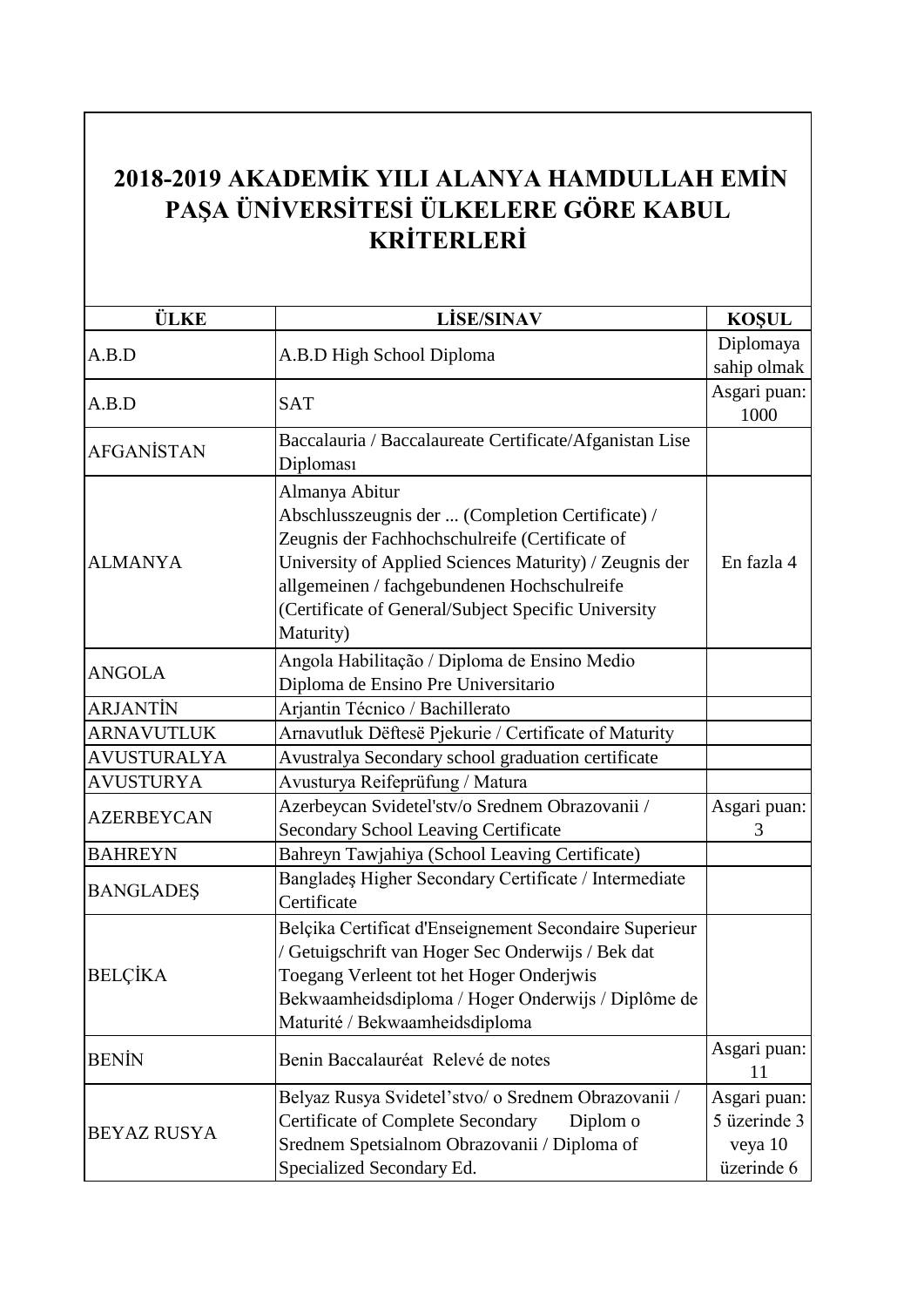# 2018-2019 AKADEMİK YILI ALANYA HAMDULLAH EMİN PAŞA ÜNİVERSİTESİ ÜLKELERE GÖRE KABUL KRİTERLERİ

| ÜLKE | LİSE/SINAV | KOŞUL |
|---|---|---|
| A.B.D | A.B.D High School Diploma | Diplomaya sahip olmak |
| A.B.D | SAT | Asgari puan: 1000 |
| AFGANİSTAN | Baccalauria / Baccalaureate Certificate/Afganistan Lise Diploması | |
| ALMANYA | Almanya Abitur Abschlusszeugnis der ... (Completion Certificate) / Zeugnis der Fachhochschulreife (Certificate of University of Applied Sciences Maturity) / Zeugnis der allgemeinen / fachgebundenen Hochschulreife (Certificate of General/Subject Specific University Maturity) | En fazla 4 |
| ANGOLA | Angola Habilitação / Diploma de Ensino Medio Diploma de Ensino Pre Universitario | |
| ARJANTİN | Arjantin Técnico / Bachillerato | |
| ARNAVUTLUK | Arnavutluk Dëftesë Pjekurie / Certificate of Maturity | |
| AVUSTURALYA | Avustralya Secondary school graduation certificate | |
| AVUSTURYA | Avusturya Reifeprüfung / Matura | |
| AZERBEYCAN | Azerbeycan Svidetel'stv/o Srednem Obrazovanii / Secondary School Leaving Certificate | Asgari puan: 3 |
| BAHREYN | Bahreyn Tawjahiya (School Leaving Certificate) | |
| BANGLADEŞ | Bangladeş Higher Secondary Certificate / Intermediate Certificate | |
| BELÇİKA | Belçika Certificat d'Enseignement Secondaire Superieur / Getuigschrift van Hoger Sec Onderwijs / Bek dat Toegang Verleent tot het Hoger Onderjwis Bekwaamheidsdiploma / Hoger Onderwijs / Diplôme de Maturité / Bekwaamheidsdiploma | |
| BENİN | Benin Baccalauréat Relevé de notes | Asgari puan: 11 |
| BEYAZ RUSYA | Belyaz Rusya Svidetel'stvo/ o Srednem Obrazovanii / Certificate of Complete Secondary Diplom o Srednem Spetsialnom Obrazovanii / Diploma of Specialized Secondary Ed. | Asgari puan: 5 üzerinde 3 veya 10 üzerinde 6 |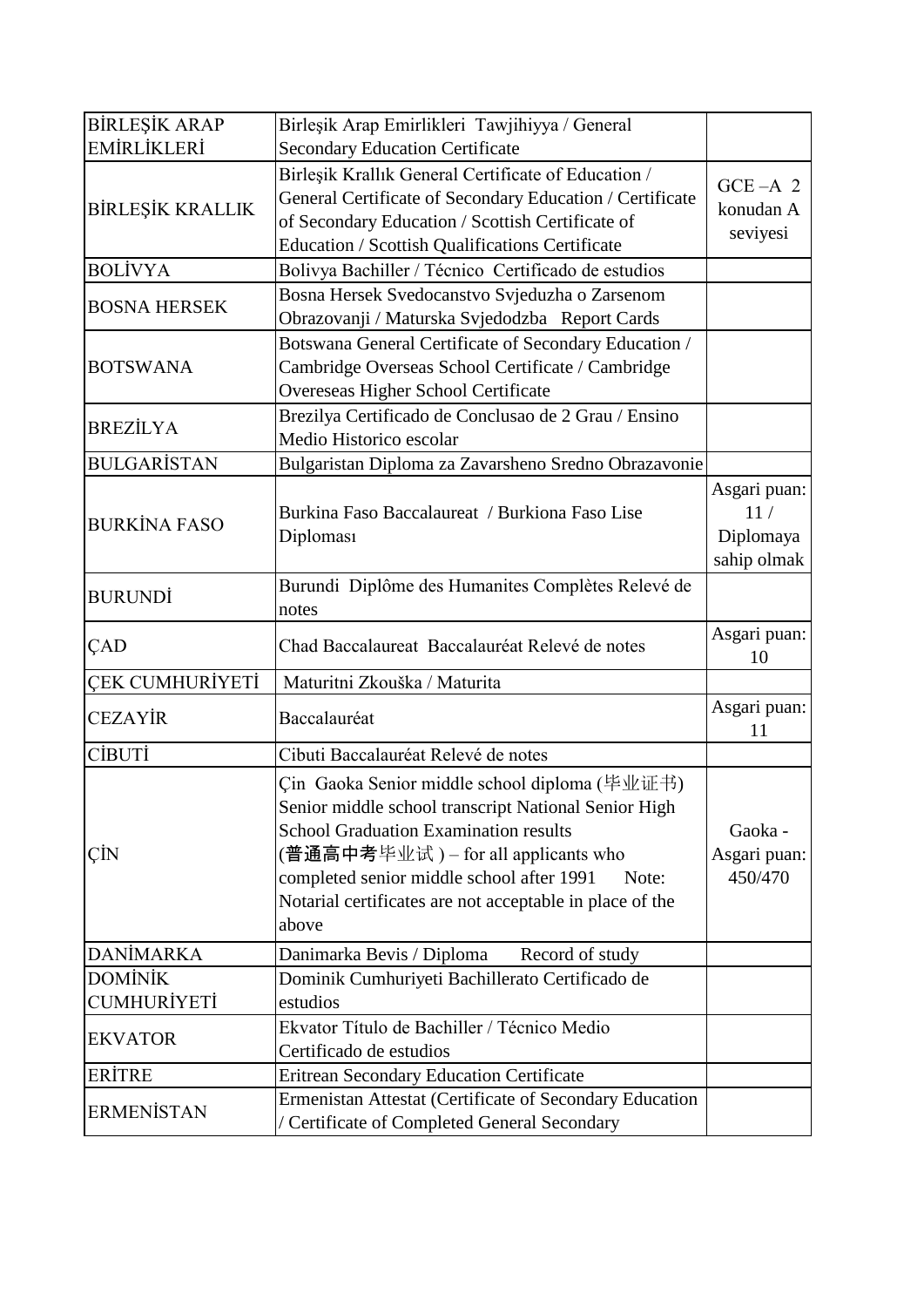| | | |
|---|---|---|
| BİRLEŞİK ARAP EMİRLİKLERİ | Birleşik Arap Emirlikleri Tawjihiyya / General Secondary Education Certificate | |
| BİRLEŞİK KRALLIK | Birleşik Krallık General Certificate of Education / General Certificate of Secondary Education / Certificate of Secondary Education / Scottish Certificate of Education / Scottish Qualifications Certificate | GCE –A 2 konudan A seviyesi |
| BOLİVYA | Bolivya Bachiller / Técnico Certificado de estudios | |
| BOSNA HERSEK | Bosna Hersek Svedocanstvo Svjeduzha o Zarsenom Obrazovanji / Maturska Svjedodzba Report Cards | |
| BOTSWANA | Botswana General Certificate of Secondary Education / Cambridge Overseas School Certificate / Cambridge Overeseas Higher School Certificate | |
| BREZİLYA | Brezilya Certificado de Conclusao de 2 Grau / Ensino Medio Historico escolar | |
| BULGARİSTAN | Bulgaristan Diploma za Zavarsheno Sredno Obrazavonie | |
| BURKİNA FASO | Burkina Faso Baccalaureat / Burkiona Faso Lise Diploması | Asgari puan: 11 / Diplomaya sahip olmak |
| BURUNDİ | Burundi Diplôme des Humanites Complètes Relevé de notes | |
| ÇAD | Chad Baccalaureat Baccalauréat Relevé de notes | Asgari puan: 10 |
| ÇEK CUMHURİYETİ | Maturitni Zkouška / Maturita | |
| CEZAYİR | Baccalauréat | Asgari puan: 11 |
| CİBUTİ | Cibuti Baccalauréat Relevé de notes | |
| ÇİN | Çin Gaoka Senior middle school diploma (毕业证书) Senior middle school transcript National Senior High School Graduation Examination results (普通高中考毕业试 ) – for all applicants who completed senior middle school after 1991 Note: Notarial certificates are not acceptable in place of the above | Gaoka - Asgari puan: 450/470 |
| DANİMARKA | Danimarka Bevis / Diploma Record of study | |
| DOMİNİK CUMHURİYETİ | Dominik Cumhuriyeti Bachillerato Certificado de estudios | |
| EKVATOR | Ekvator Título de Bachiller / Técnico Medio Certificado de estudios | |
| ERİTRE | Eritrean Secondary Education Certificate | |
| ERMENİSTAN | Ermenistan Attestat (Certificate of Secondary Education / Certificate of Completed General Secondary | |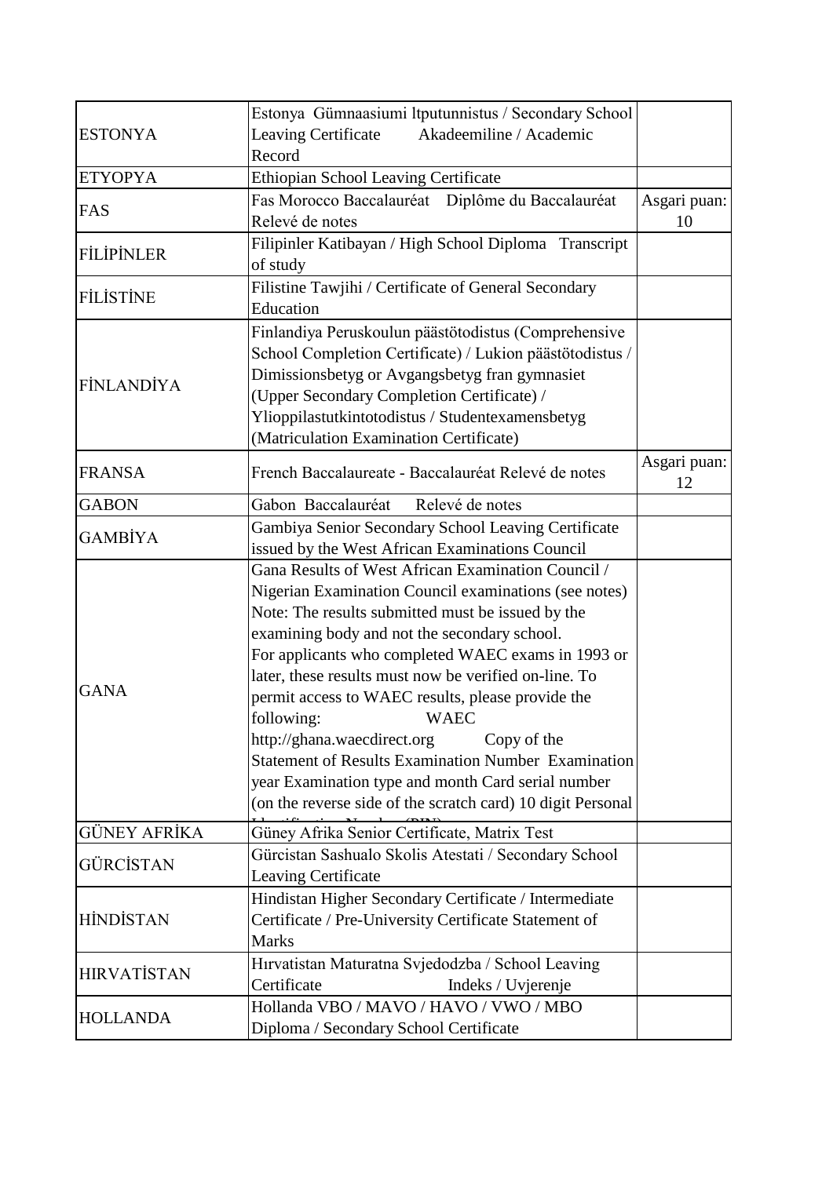| | | |
|---|---|---|
| ESTONYA | Estonya Gümnaasiumi ltputunnistus / Secondary School Leaving Certificate Akadeemiline / Academic Record | |
| ETYOPYA | Ethiopian School Leaving Certificate | |
| FAS | Fas Morocco Baccalauréat Diplôme du Baccalauréat Relevé de notes | Asgari puan: 10 |
| FİLİPİNLER | Filipinler Katibayan / High School Diploma Transcript of study | |
| FİLİSTİNE | Filistine Tawjihi / Certificate of General Secondary Education | |
| FİNLANDİYA | Finlandiya Peruskoulun päästötodistus (Comprehensive School Completion Certificate) / Lukion päästötodistus / Dimissionsbetyg or Avgangsbetyg fran gymnasiet (Upper Secondary Completion Certificate) / Ylioppilastutkintotodistus / Studentexamensbetyg (Matriculation Examination Certificate) | |
| FRANSA | French Baccalaureate - Baccalauréat Relevé de notes | Asgari puan: 12 |
| GABON | Gabon Baccalauréat Relevé de notes | |
| GAMBİYA | Gambiya Senior Secondary School Leaving Certificate issued by the West African Examinations Council | |
| GANA | Gana Results of West African Examination Council / Nigerian Examination Council examinations (see notes) Note: The results submitted must be issued by the examining body and not the secondary school. For applicants who completed WAEC exams in 1993 or later, these results must now be verified on-line. To permit access to WAEC results, please provide the following: WAEC http://ghana.waecdirect.org Copy of the Statement of Results Examination Number Examination year Examination type and month Card serial number (on the reverse side of the scratch card) 10 digit Personal Identification Number (PIN) | |
| GÜNEY AFRİKA | Güney Afrika Senior Certificate, Matrix Test | |
| GÜRCİSTAN | Gürcistan Sashualo Skolis Atestati / Secondary School Leaving Certificate | |
| HİNDİSTAN | Hindistan Higher Secondary Certificate / Intermediate Certificate / Pre-University Certificate Statement of Marks | |
| HIRVATİSTAN | Hırvatistan Maturatna Svjedodzba / School Leaving Certificate Indeks / Uvjerenje | |
| HOLLANDA | Hollanda VBO / MAVO / HAVO / VWO / MBO Diploma / Secondary School Certificate | |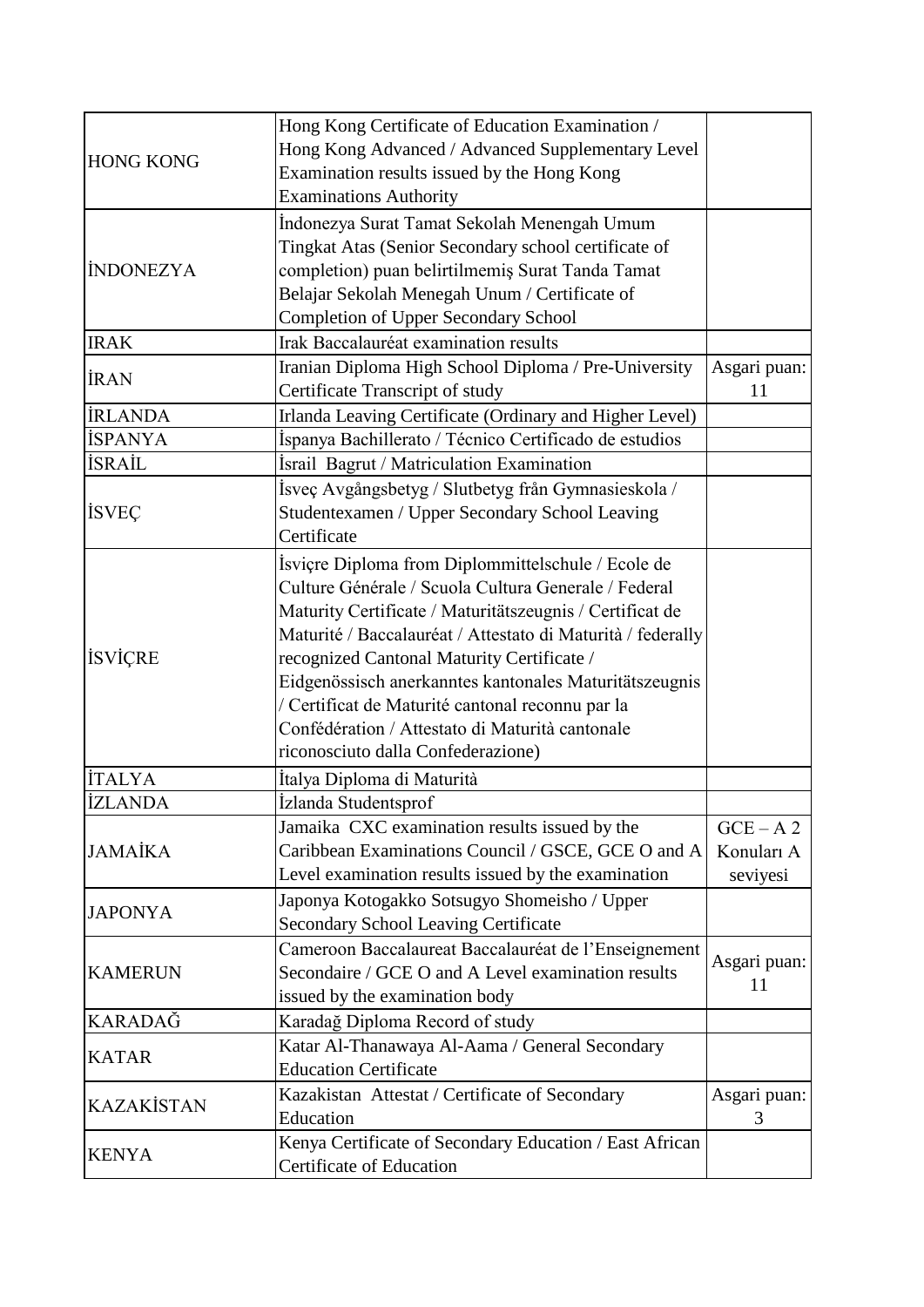| | | |
|---|---|---|
| HONG KONG | Hong Kong Certificate of Education Examination / Hong Kong Advanced / Advanced Supplementary Level Examination results issued by the Hong Kong Examinations Authority | |
| İNDONEZYA | İndonezya Surat Tamat Sekolah Menengah Umum Tingkat Atas (Senior Secondary school certificate of completion) puan belirtilmemiş Surat Tanda Tamat Belajar Sekolah Menegah Unum / Certificate of Completion of Upper Secondary School | |
| IRAK | Irak Baccalauréat examination results | |
| İRAN | Iranian Diploma High School Diploma / Pre-University Certificate Transcript of study | Asgari puan: 11 |
| İRLANDA | Irlanda Leaving Certificate (Ordinary and Higher Level) | |
| İSPANYA | İspanya Bachillerato / Técnico Certificado de estudios | |
| İSRAİL | İsrail Bagrut / Matriculation Examination | |
| İSVEÇ | İsveç Avgångsbetyg / Slutbetyg från Gymnasieskola / Studentexamen / Upper Secondary School Leaving Certificate | |
| İSVİÇRE | İsviçre Diploma from Diplommittelschule / Ecole de Culture Générale / Scuola Cultura Generale / Federal Maturity Certificate / Maturitätszeugnis / Certificat de Maturité / Baccalauréat / Attestato di Maturità / federally recognized Cantonal Maturity Certificate / Eidgenössisch anerkanntes kantonales Maturitätszeugnis / Certificat de Maturité cantonal reconnu par la Confédération / Attestato di Maturità cantonale riconosciuto dalla Confederazione) | |
| İTALYA | İtalya Diploma di Maturità | |
| İZLANDA | İzlanda Studentsprof | |
| JAMAİKA | Jamaika CXC examination results issued by the Caribbean Examinations Council / GSCE, GCE O and A Level examination results issued by the examination | GCE – A 2 Konuları A seviyesi |
| JAPONYA | Japonya Kotogakko Sotsugyo Shomeisho / Upper Secondary School Leaving Certificate | |
| KAMERUN | Cameroon Baccalaureat Baccalauréat de l'Enseignement Secondaire / GCE O and A Level examination results issued by the examination body | Asgari puan: 11 |
| KARADAĞ | Karadağ Diploma Record of study | |
| KATAR | Katar Al-Thanawaya Al-Aama / General Secondary Education Certificate | |
| KAZAKİSTAN | Kazakistan Attestat / Certificate of Secondary Education | Asgari puan: 3 |
| KENYA | Kenya Certificate of Secondary Education / East African Certificate of Education | |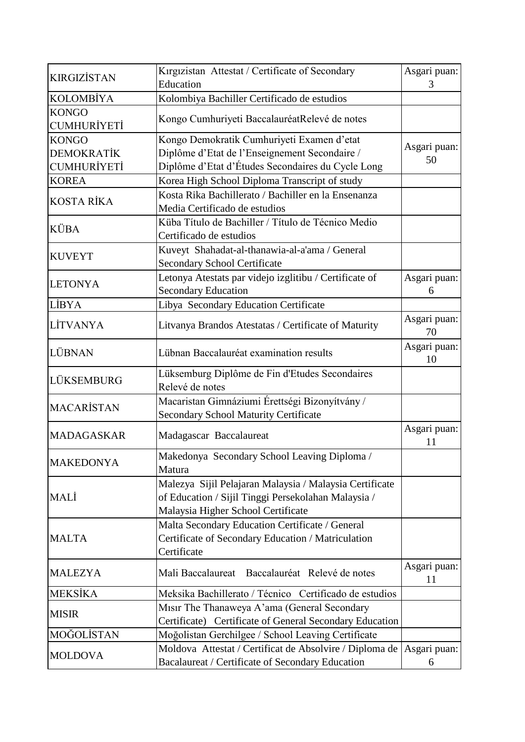| | | |
|---|---|---|
| KIRGIZİSTAN | Kırgızistan Attestat / Certificate of Secondary Education | Asgari puan: 3 |
| KOLOMBİYA | Kolombiya Bachiller Certificado de estudios | |
| KONGO CUMHURİYETİ | Kongo Cumhuriyeti BaccalauréatRelevé de notes | |
| KONGO DEMOKRATİK CUMHURİYETİ | Kongo Demokratik Cumhuriyeti Examen d'etat Diplôme d'Etat de l'Enseignement Secondaire / Diplôme d'Etat d'Études Secondaires du Cycle Long | Asgari puan: 50 |
| KOREA | Korea High School Diploma Transcript of study | |
| KOSTA RİKA | Kosta Rika Bachillerato / Bachiller en la Ensenanza Media Certificado de estudios | |
| KÜBA | Küba Título de Bachiller / Título de Técnico Medio Certificado de estudios | |
| KUVEYT | Kuveyt Shahadat-al-thanawia-al-a'ama / General Secondary School Certificate | |
| LETONYA | Letonya Atestats par videjo izglitibu / Certificate of Secondary Education | Asgari puan: 6 |
| LİBYA | Libya Secondary Education Certificate | |
| LİTVANYA | Litvanya Brandos Atestatas / Certificate of Maturity | Asgari puan: 70 |
| LÜBNAN | Lübnan Baccalauréat examination results | Asgari puan: 10 |
| LÜKSEMBURG | Lüksemburg Diplôme de Fin d'Etudes Secondaires Relevé de notes | |
| MACARİSTAN | Macaristan Gimnáziumi Érettségi Bizonyítvány / Secondary School Maturity Certificate | |
| MADAGASKAR | Madagascar Baccalaureat | Asgari puan: 11 |
| MAKEDONYA | Makedonya Secondary School Leaving Diploma / Matura | |
| MALİ | Malezya Sijil Pelajaran Malaysia / Malaysia Certificate of Education / Sijil Tinggi Persekolahan Malaysia / Malaysia Higher School Certificate | |
| MALTA | Malta Secondary Education Certificate / General Certificate of Secondary Education / Matriculation Certificate | |
| MALEZYA | Mali Baccalaureat Baccalauréat Relevé de notes | Asgari puan: 11 |
| MEKSİKA | Meksika Bachillerato / Técnico Certificado de estudios | |
| MISIR | Mısır The Thanaweya A'ama (General Secondary Certificate) Certificate of General Secondary Education | |
| MOĞOLİSTAN | Moğolistan Gerchilgee / School Leaving Certificate | |
| MOLDOVA | Moldova Attestat / Certificat de Absolvire / Diploma de Bacalaureat / Certificate of Secondary Education | Asgari puan: 6 |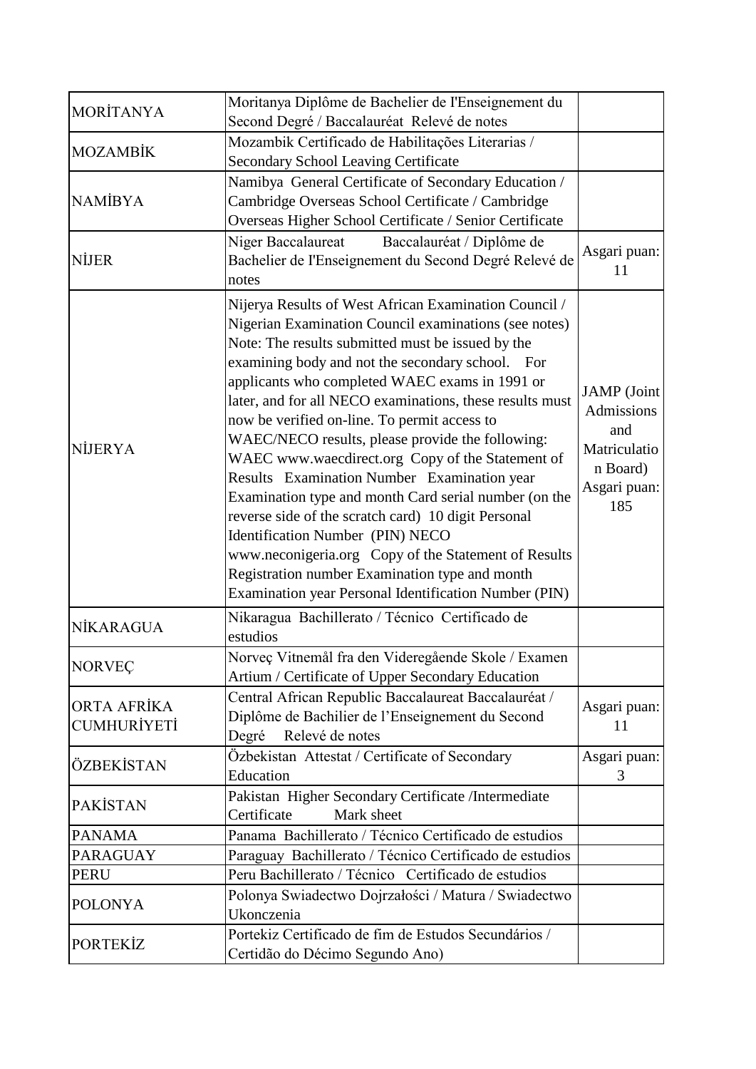| | | |
|---|---|---|
| MORİTANYA | Moritanya Diplôme de Bachelier de I'Enseignement du Second Degré / Baccalauréat Relevé de notes | |
| MOZAMBİK | Mozambik Certificado de Habilitações Literarias / Secondary School Leaving Certificate | |
| NAMİBYA | Namibya General Certificate of Secondary Education / Cambridge Overseas School Certificate / Cambridge Overseas Higher School Certificate / Senior Certificate | |
| NİJER | Niger Baccalaureat Baccalauréat / Diplôme de Bachelier de I'Enseignement du Second Degré Relevé de notes | Asgari puan: 11 |
| NİJERYA | Nijerya Results of West African Examination Council / Nigerian Examination Council examinations (see notes) Note: The results submitted must be issued by the examining body and not the secondary school. For applicants who completed WAEC exams in 1991 or later, and for all NECO examinations, these results must now be verified on-line. To permit access to WAEC/NECO results, please provide the following: WAEC www.waecdirect.org Copy of the Statement of Results Examination Number Examination year Examination type and month Card serial number (on the reverse side of the scratch card) 10 digit Personal Identification Number (PIN) NECO www.neconigeria.org Copy of the Statement of Results Registration number Examination type and month Examination year Personal Identification Number (PIN) | JAMP (Joint Admissions and Matriculation Board) Asgari puan: 185 |
| NİKARAGUA | Nikaragua Bachillerato / Técnico Certificado de estudios | |
| NORVEÇ | Norveç Vitnemål fra den Videregående Skole / Examen Artium / Certificate of Upper Secondary Education | |
| ORTA AFRİKA CUMHURİYETİ | Central African Republic Baccalaureat Baccalauréat / Diplôme de Bachilier de l'Enseignement du Second Degré Relevé de notes | Asgari puan: 11 |
| ÖZBEKİSTAN | Özbekistan Attestat / Certificate of Secondary Education | Asgari puan: 3 |
| PAKİSTAN | Pakistan Higher Secondary Certificate /Intermediate Certificate Mark sheet | |
| PANAMA | Panama Bachillerato / Técnico Certificado de estudios | |
| PARAGUAY | Paraguay Bachillerato / Técnico Certificado de estudios | |
| PERU | Peru Bachillerato / Técnico Certificado de estudios | |
| POLONYA | Polonya Swiadectwo Dojrzałości / Matura / Swiadectwo Ukonczenia | |
| PORTEKİZ | Portekiz Certificado de fim de Estudos Secundários / Certidão do Décimo Segundo Ano) | |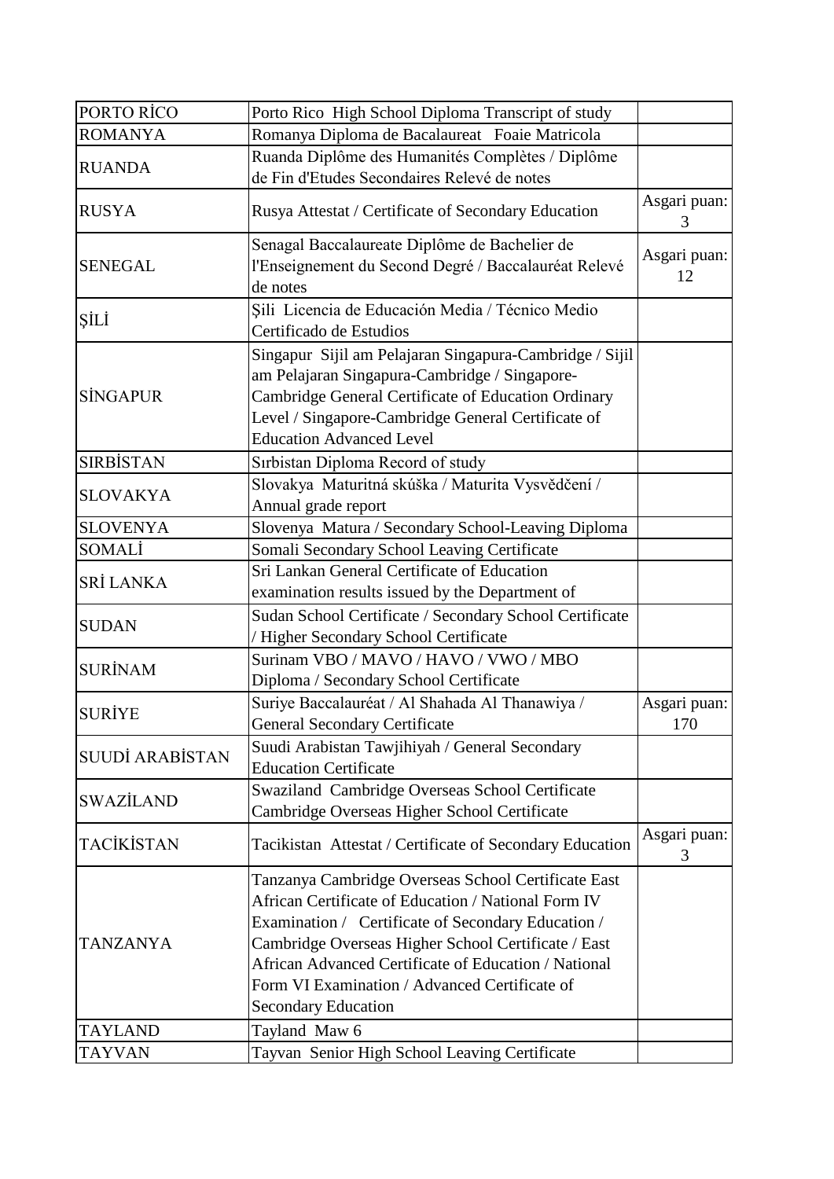| PORTO RİCO | Porto Rico  High School Diploma Transcript of study | |
|---|---|---|
| ROMANYA | Romanya Diploma de Bacalaureat   Foaie Matricola | |
| RUANDA | Ruanda Diplôme des Humanités Complètes / Diplôme de Fin d'Etudes Secondaires Relevé de notes | |
| RUSYA | Rusya Attestat / Certificate of Secondary Education | Asgari puan: 3 |
| SENEGAL | Senagal Baccalaureate Diplôme de Bachelier de l'Enseignement du Second Degré / Baccalauréat Relevé de notes | Asgari puan: 12 |
| ŞİLİ | Şili  Licencia de Educación Media / Técnico Medio Certificado de Estudios | |
| SİNGAPUR | Singapur  Sijil am Pelajaran Singapura-Cambridge / Sijil am Pelajaran Singapura-Cambridge / Singapore-Cambridge General Certificate of Education Ordinary Level / Singapore-Cambridge General Certificate of Education Advanced Level | |
| SIRBİSTAN | Sırbistan Diploma Record of study | |
| SLOVAKYA | Slovakya  Maturitná skúška / Maturita Vysvědčení / Annual grade report | |
| SLOVENYA | Slovenya  Matura / Secondary School-Leaving Diploma | |
| SOMALİ | Somali Secondary School Leaving Certificate | |
| SRİ LANKA | Sri Lankan General Certificate of Education examination results issued by the Department of | |
| SUDAN | Sudan School Certificate / Secondary School Certificate / Higher Secondary School Certificate | |
| SURİNAM | Surinam VBO / MAVO / HAVO / VWO / MBO Diploma / Secondary School Certificate | |
| SURİYE | Suriye Baccalauréat / Al Shahada Al Thanawiya / General Secondary Certificate | Asgari puan: 170 |
| SUUDİ ARABİSTAN | Suudi Arabistan Tawjihiyah / General Secondary Education Certificate | |
| SWAZİLAND | Swaziland  Cambridge Overseas School Certificate Cambridge Overseas Higher School Certificate | |
| TACİKİSTAN | Tacikistan  Attestat / Certificate of Secondary Education | Asgari puan: 3 |
| TANZANYA | Tanzanya Cambridge Overseas School Certificate East African Certificate of Education / National Form IV Examination /   Certificate of Secondary Education / Cambridge Overseas Higher School Certificate / East African Advanced Certificate of Education / National Form VI Examination / Advanced Certificate of Secondary Education | |
| TAYLAND | Tayland  Maw 6 | |
| TAYVAN | Tayvan  Senior High School Leaving Certificate | |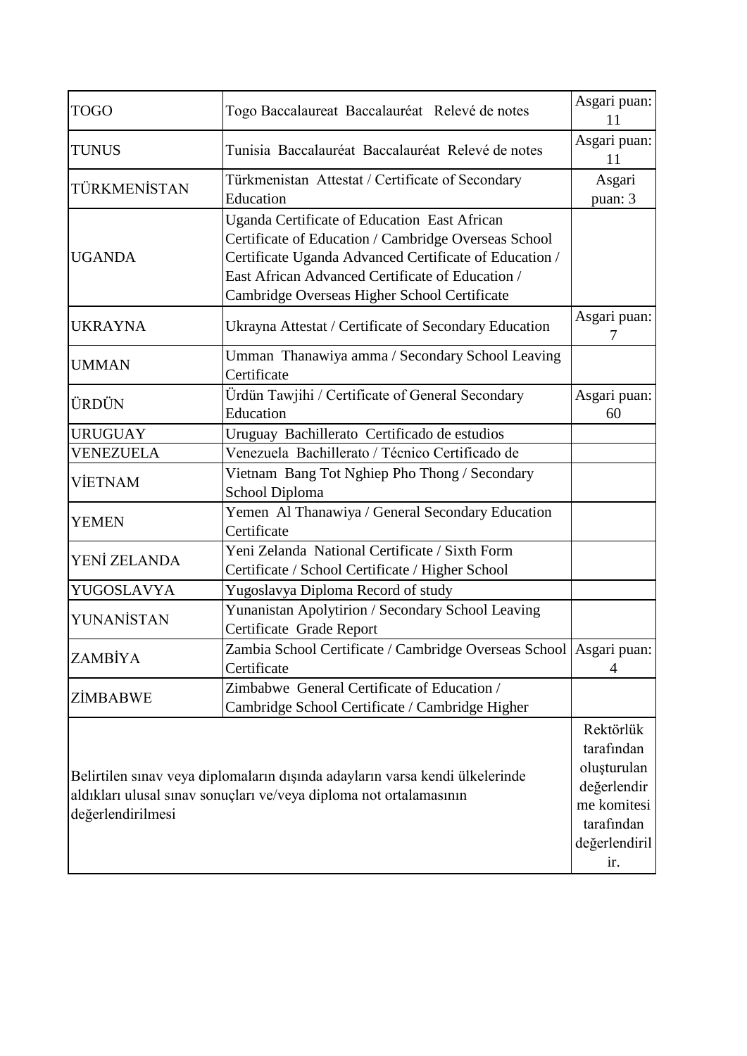| | | |
|---|---|---|
| TOGO | Togo Baccalaureat Baccalauréat Relevé de notes | Asgari puan: 11 |
| TUNUS | Tunisia Baccalauréat Baccalauréat Relevé de notes | Asgari puan: 11 |
| TÜRKMENİSTAN | Türkmenistan Attestat / Certificate of Secondary Education | Asgari puan: 3 |
| UGANDA | Uganda Certificate of Education East African Certificate of Education / Cambridge Overseas School Certificate Uganda Advanced Certificate of Education / East African Advanced Certificate of Education / Cambridge Overseas Higher School Certificate | |
| UKRAYNA | Ukrayna Attestat / Certificate of Secondary Education | Asgari puan: 7 |
| UMMAN | Umman Thanawiya amma / Secondary School Leaving Certificate | |
| ÜRDÜN | Ürdün Tawjihi / Certificate of General Secondary Education | Asgari puan: 60 |
| URUGUAY | Uruguay Bachillerato Certificado de estudios | |
| VENEZUELA | Venezuela Bachillerato / Técnico Certificado de | |
| VİETNAM | Vietnam Bang Tot Nghiep Pho Thong / Secondary School Diploma | |
| YEMEN | Yemen Al Thanawiya / General Secondary Education Certificate | |
| YENİ ZELANDA | Yeni Zelanda National Certificate / Sixth Form Certificate / School Certificate / Higher School | |
| YUGOSLAVYA | Yugoslavya Diploma Record of study | |
| YUNANİSTAN | Yunanistan Apolytirion / Secondary School Leaving Certificate Grade Report | |
| ZAMBİYA | Zambia School Certificate / Cambridge Overseas School Certificate | Asgari puan: 4 |
| ZİMBABWE | Zimbabwe General Certificate of Education / Cambridge School Certificate / Cambridge Higher | |
| Belirtilen sınav veya diplomaların dışında adayların varsa kendi ülkelerinde aldıkları ulusal sınav sonuçları ve/veya diploma not ortalamasının değerlendirilmesi | | Rektörlük tarafından oluşturulan değerlendirme komitesi tarafından değerlendirilir. |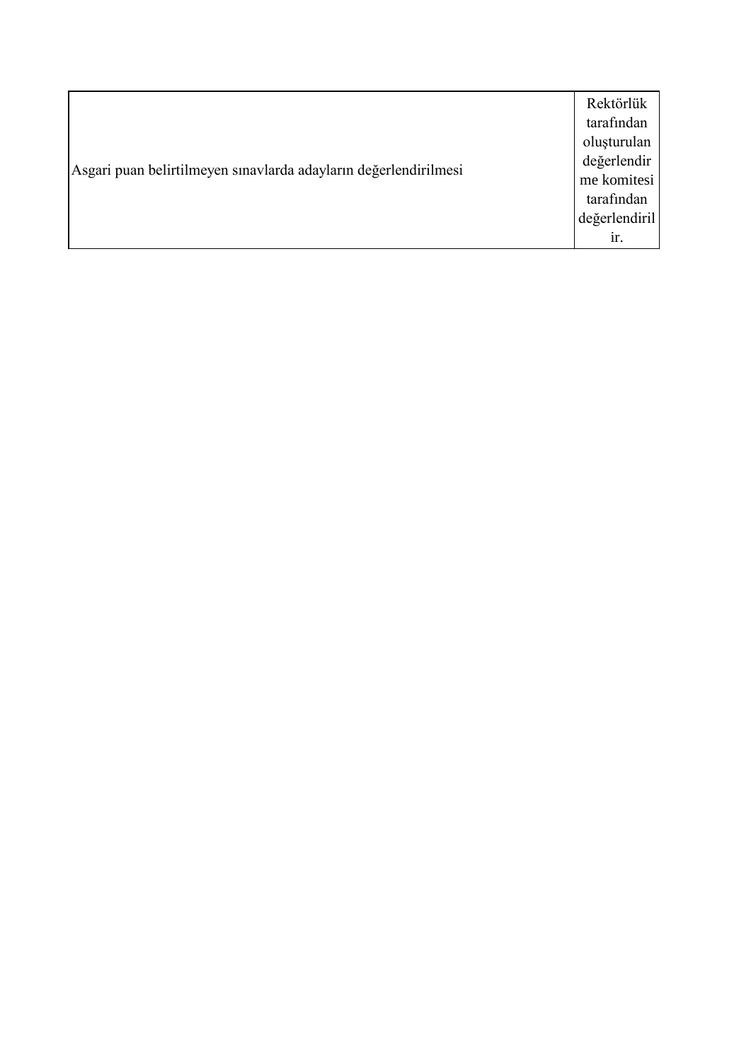| | |
|---|---|
| Asgari puan belirtilmeyen sınavlarda adayların değerlendirilmesi | Rektörlük tarafından oluşturulan değerlendirme komitesi tarafından değerlendirilir. |